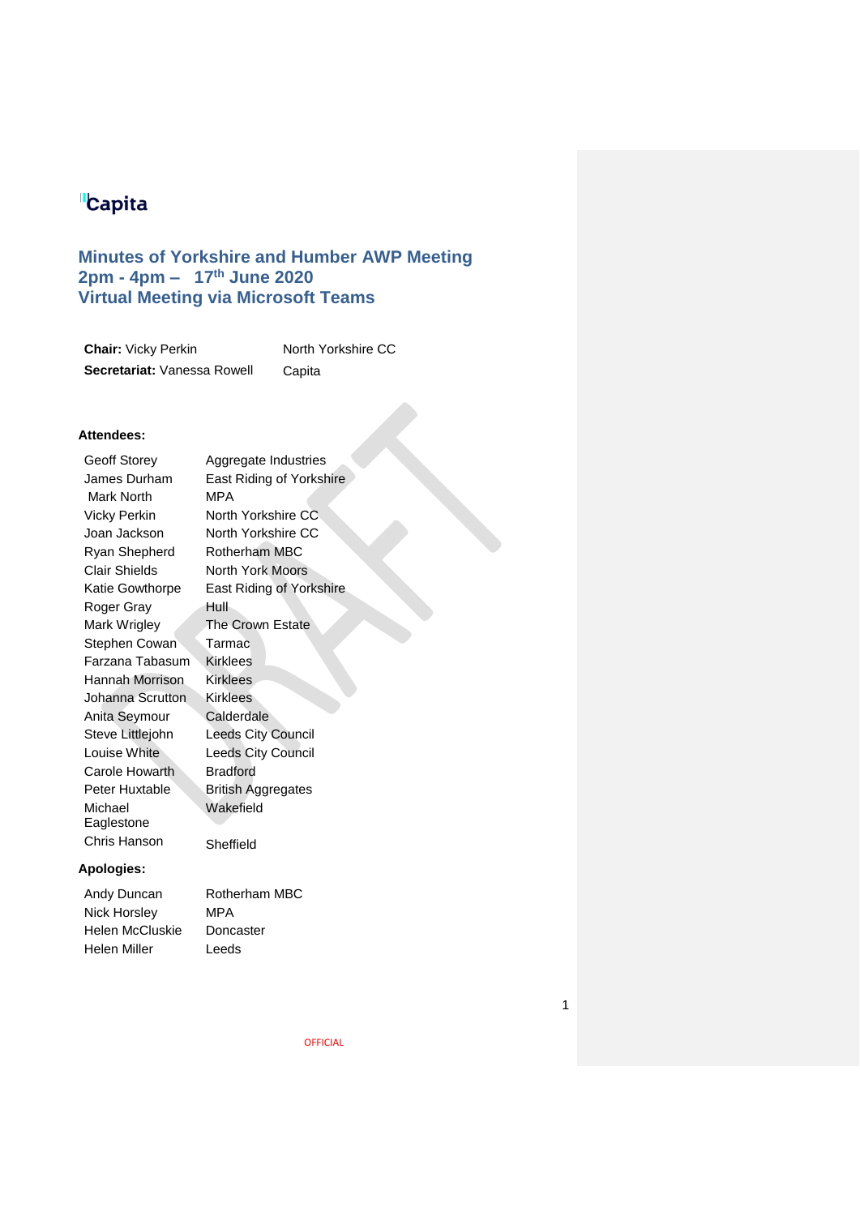Capita

# Minutes of Yorkshire and Humber AWP Meeting
# 2pm - 4pm – 17th June 2020
# Virtual Meeting via Microsoft Teams

| | |
|---|---|
| **Chair:** Vicky Perkin | North Yorkshire CC |
| **Secretariat:** Vanessa Rowell | Capita |

**Attendees:**

| | |
|---|---|
| Geoff Storey | Aggregate Industries |
| James Durham | East Riding of Yorkshire |
| Mark North | MPA |
| Vicky Perkin | North Yorkshire CC |
| Joan Jackson | North Yorkshire CC |
| Ryan Shepherd | Rotherham MBC |
| Clair Shields | North York Moors |
| Katie Gowthorpe | East Riding of Yorkshire |
| Roger Gray | Hull |
| Mark Wrigley | The Crown Estate |
| Stephen Cowan | Tarmac |
| Farzana Tabasum | Kirklees |
| Hannah Morrison | Kirklees |
| Johanna Scrutton | Kirklees |
| Anita Seymour | Calderdale |
| Steve Littlejohn | Leeds City Council |
| Louise White | Leeds City Council |
| Carole Howarth | Bradford |
| Peter Huxtable | British Aggregates |
| Michael Eaglestone | Wakefield |
| Chris Hanson | Sheffield |

**Apologies:**

| | |
|---|---|
| Andy Duncan | Rotherham MBC |
| Nick Horsley | MPA |
| Helen McCluskie | Doncaster |
| Helen Miller | Leeds |

OFFICIAL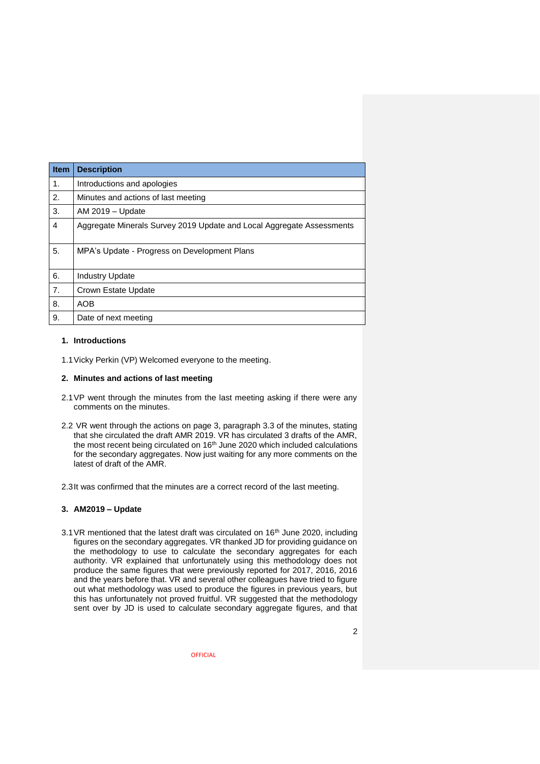| Item | Description |
|---|---|
| 1. | Introductions and apologies |
| 2. | Minutes and actions of last meeting |
| 3. | AM 2019 – Update |
| 4 | Aggregate Minerals Survey 2019 Update and Local Aggregate Assessments |
| 5. | MPA's Update - Progress on Development Plans |
| 6. | Industry Update |
| 7. | Crown Estate Update |
| 8. | AOB |
| 9. | Date of next meeting |

## 1. Introductions

1.1 Vicky Perkin (VP) Welcomed everyone to the meeting.

## 2. Minutes and actions of last meeting

2.1 VP went through the minutes from the last meeting asking if there were any comments on the minutes.

2.2 VR went through the actions on page 3, paragraph 3.3 of the minutes, stating that she circulated the draft AMR 2019. VR has circulated 3 drafts of the AMR, the most recent being circulated on 16th June 2020 which included calculations for the secondary aggregates. Now just waiting for any more comments on the latest of draft of the AMR.

2.3 It was confirmed that the minutes are a correct record of the last meeting.

## 3. AM2019 – Update

3.1 VR mentioned that the latest draft was circulated on 16th June 2020, including figures on the secondary aggregates. VR thanked JD for providing guidance on the methodology to use to calculate the secondary aggregates for each authority. VR explained that unfortunately using this methodology does not produce the same figures that were previously reported for 2017, 2016, 2016 and the years before that. VR and several other colleagues have tried to figure out what methodology was used to produce the figures in previous years, but this has unfortunately not proved fruitful. VR suggested that the methodology sent over by JD is used to calculate secondary aggregate figures, and that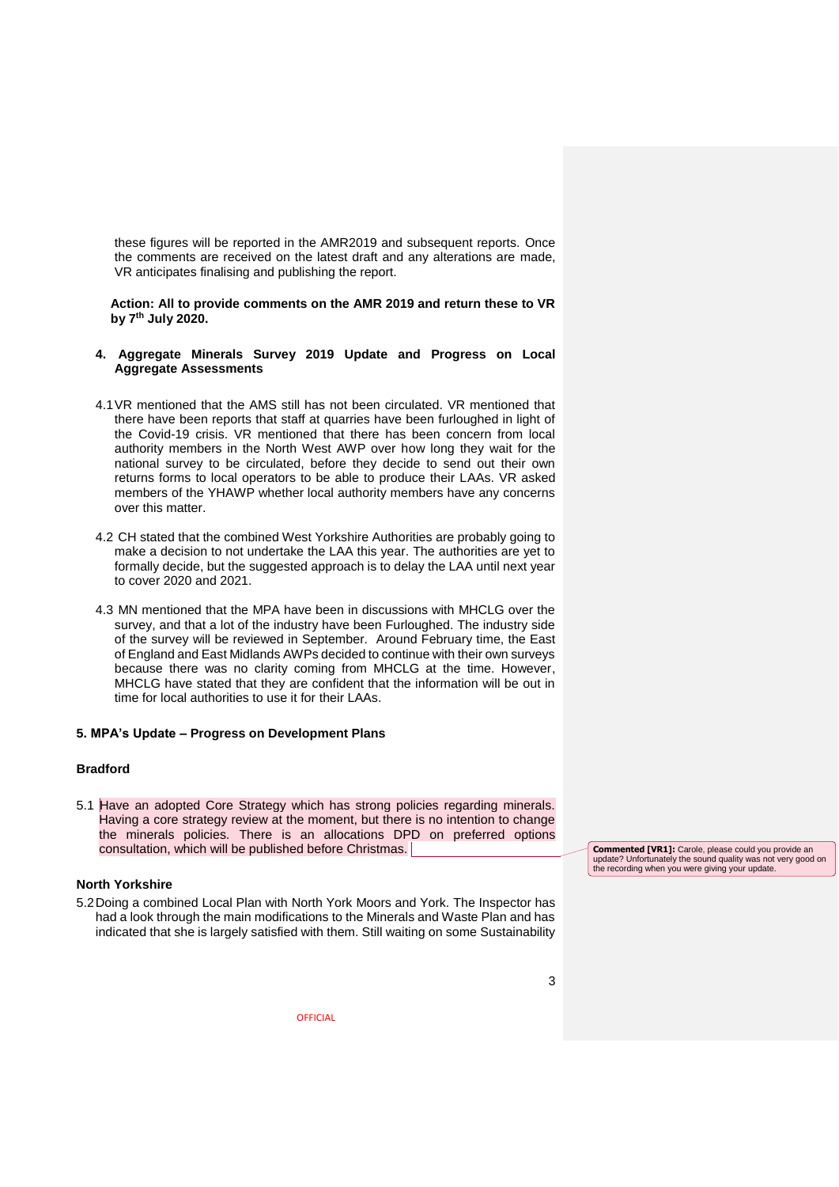these figures will be reported in the AMR2019 and subsequent reports. Once the comments are received on the latest draft and any alterations are made, VR anticipates finalising and publishing the report.

**Action: All to provide comments on the AMR 2019 and return these to VR by 7th July 2020.**

**4. Aggregate Minerals Survey 2019 Update and Progress on Local Aggregate Assessments**

4.1 VR mentioned that the AMS still has not been circulated. VR mentioned that there have been reports that staff at quarries have been furloughed in light of the Covid-19 crisis. VR mentioned that there has been concern from local authority members in the North West AWP over how long they wait for the national survey to be circulated, before they decide to send out their own returns forms to local operators to be able to produce their LAAs. VR asked members of the YHAWP whether local authority members have any concerns over this matter.

4.2 CH stated that the combined West Yorkshire Authorities are probably going to make a decision to not undertake the LAA this year. The authorities are yet to formally decide, but the suggested approach is to delay the LAA until next year to cover 2020 and 2021.

4.3 MN mentioned that the MPA have been in discussions with MHCLG over the survey, and that a lot of the industry have been Furloughed. The industry side of the survey will be reviewed in September. Around February time, the East of England and East Midlands AWPs decided to continue with their own surveys because there was no clarity coming from MHCLG at the time. However, MHCLG have stated that they are confident that the information will be out in time for local authorities to use it for their LAAs.

**5. MPA's Update – Progress on Development Plans**

**Bradford**

5.1 Have an adopted Core Strategy which has strong policies regarding minerals. Having a core strategy review at the moment, but there is no intention to change the minerals policies. There is an allocations DPD on preferred options consultation, which will be published before Christmas.

**Commented [VR1]:** Carole, please could you provide an update? Unfortunately the sound quality was not very good on the recording when you were giving your update.

**North Yorkshire**

5.2 Doing a combined Local Plan with North York Moors and York. The Inspector has had a look through the main modifications to the Minerals and Waste Plan and has indicated that she is largely satisfied with them. Still waiting on some Sustainability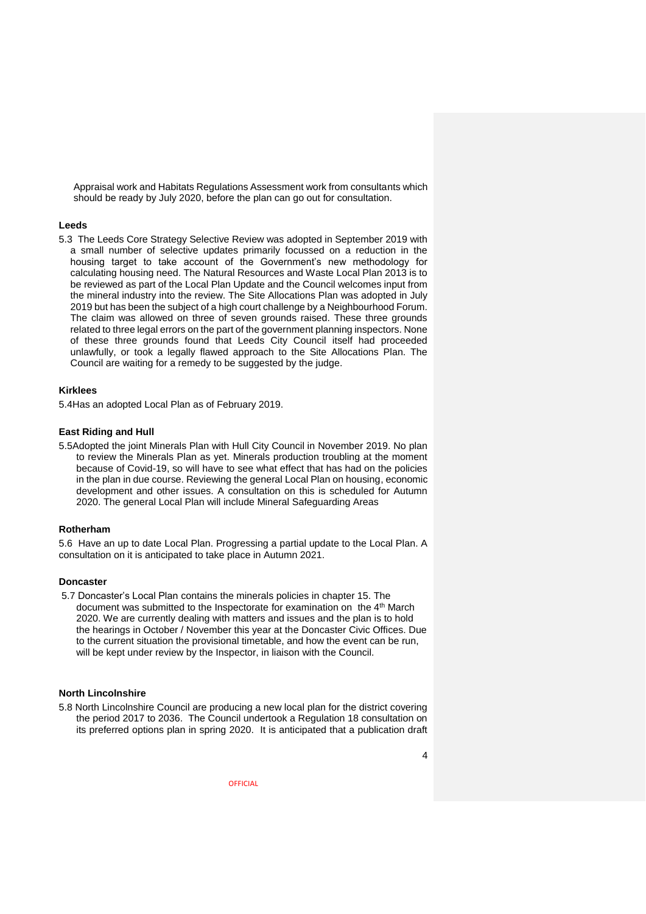Appraisal work and Habitats Regulations Assessment work from consultants which should be ready by July 2020, before the plan can go out for consultation.

**Leeds**

5.3 The Leeds Core Strategy Selective Review was adopted in September 2019 with a small number of selective updates primarily focussed on a reduction in the housing target to take account of the Government's new methodology for calculating housing need. The Natural Resources and Waste Local Plan 2013 is to be reviewed as part of the Local Plan Update and the Council welcomes input from the mineral industry into the review. The Site Allocations Plan was adopted in July 2019 but has been the subject of a high court challenge by a Neighbourhood Forum. The claim was allowed on three of seven grounds raised. These three grounds related to three legal errors on the part of the government planning inspectors. None of these three grounds found that Leeds City Council itself had proceeded unlawfully, or took a legally flawed approach to the Site Allocations Plan. The Council are waiting for a remedy to be suggested by the judge.

**Kirklees**

5.4Has an adopted Local Plan as of February 2019.

**East Riding and Hull**

5.5Adopted the joint Minerals Plan with Hull City Council in November 2019. No plan to review the Minerals Plan as yet. Minerals production troubling at the moment because of Covid-19, so will have to see what effect that has had on the policies in the plan in due course. Reviewing the general Local Plan on housing, economic development and other issues. A consultation on this is scheduled for Autumn 2020. The general Local Plan will include Mineral Safeguarding Areas

**Rotherham**

5.6 Have an up to date Local Plan. Progressing a partial update to the Local Plan. A consultation on it is anticipated to take place in Autumn 2021.

**Doncaster**

5.7 Doncaster's Local Plan contains the minerals policies in chapter 15. The document was submitted to the Inspectorate for examination on the 4th March 2020. We are currently dealing with matters and issues and the plan is to hold the hearings in October / November this year at the Doncaster Civic Offices. Due to the current situation the provisional timetable, and how the event can be run, will be kept under review by the Inspector, in liaison with the Council.

**North Lincolnshire**

5.8 North Lincolnshire Council are producing a new local plan for the district covering the period 2017 to 2036. The Council undertook a Regulation 18 consultation on its preferred options plan in spring 2020. It is anticipated that a publication draft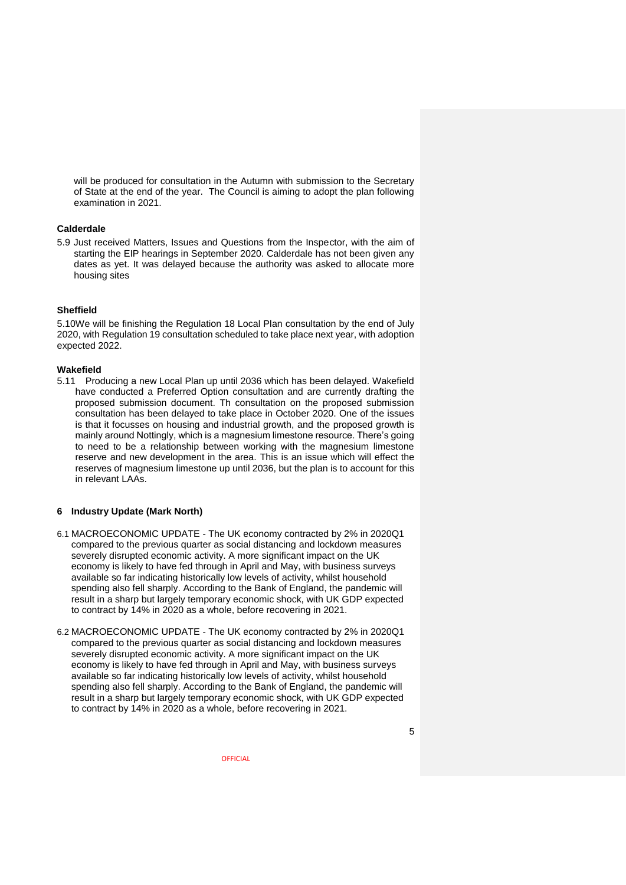will be produced for consultation in the Autumn with submission to the Secretary of State at the end of the year. The Council is aiming to adopt the plan following examination in 2021.

**Calderdale**

5.9 Just received Matters, Issues and Questions from the Inspector, with the aim of starting the EIP hearings in September 2020. Calderdale has not been given any dates as yet. It was delayed because the authority was asked to allocate more housing sites

**Sheffield**

5.10We will be finishing the Regulation 18 Local Plan consultation by the end of July 2020, with Regulation 19 consultation scheduled to take place next year, with adoption expected 2022.

**Wakefield**

5.11 Producing a new Local Plan up until 2036 which has been delayed. Wakefield have conducted a Preferred Option consultation and are currently drafting the proposed submission document. Th consultation on the proposed submission consultation has been delayed to take place in October 2020. One of the issues is that it focusses on housing and industrial growth, and the proposed growth is mainly around Nottingly, which is a magnesium limestone resource. There's going to need to be a relationship between working with the magnesium limestone reserve and new development in the area. This is an issue which will effect the reserves of magnesium limestone up until 2036, but the plan is to account for this in relevant LAAs.

## 6 Industry Update (Mark North)

6.1 MACROECONOMIC UPDATE - The UK economy contracted by 2% in 2020Q1 compared to the previous quarter as social distancing and lockdown measures severely disrupted economic activity. A more significant impact on the UK economy is likely to have fed through in April and May, with business surveys available so far indicating historically low levels of activity, whilst household spending also fell sharply. According to the Bank of England, the pandemic will result in a sharp but largely temporary economic shock, with UK GDP expected to contract by 14% in 2020 as a whole, before recovering in 2021.

6.2 MACROECONOMIC UPDATE - The UK economy contracted by 2% in 2020Q1 compared to the previous quarter as social distancing and lockdown measures severely disrupted economic activity. A more significant impact on the UK economy is likely to have fed through in April and May, with business surveys available so far indicating historically low levels of activity, whilst household spending also fell sharply. According to the Bank of England, the pandemic will result in a sharp but largely temporary economic shock, with UK GDP expected to contract by 14% in 2020 as a whole, before recovering in 2021.

OFFICIAL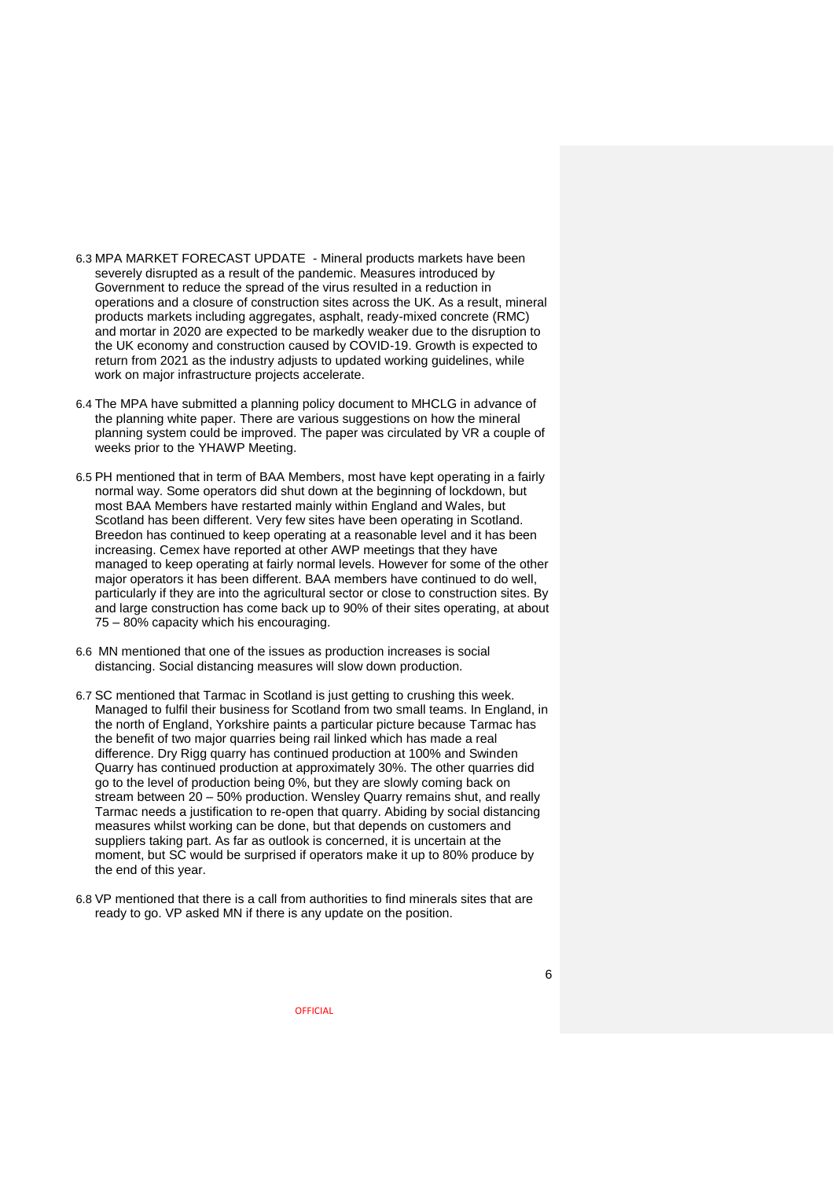6.3 MPA MARKET FORECAST UPDATE - Mineral products markets have been severely disrupted as a result of the pandemic. Measures introduced by Government to reduce the spread of the virus resulted in a reduction in operations and a closure of construction sites across the UK. As a result, mineral products markets including aggregates, asphalt, ready-mixed concrete (RMC) and mortar in 2020 are expected to be markedly weaker due to the disruption to the UK economy and construction caused by COVID-19. Growth is expected to return from 2021 as the industry adjusts to updated working guidelines, while work on major infrastructure projects accelerate.

6.4 The MPA have submitted a planning policy document to MHCLG in advance of the planning white paper. There are various suggestions on how the mineral planning system could be improved. The paper was circulated by VR a couple of weeks prior to the YHAWP Meeting.

6.5 PH mentioned that in term of BAA Members, most have kept operating in a fairly normal way. Some operators did shut down at the beginning of lockdown, but most BAA Members have restarted mainly within England and Wales, but Scotland has been different. Very few sites have been operating in Scotland. Breedon has continued to keep operating at a reasonable level and it has been increasing. Cemex have reported at other AWP meetings that they have managed to keep operating at fairly normal levels. However for some of the other major operators it has been different. BAA members have continued to do well, particularly if they are into the agricultural sector or close to construction sites. By and large construction has come back up to 90% of their sites operating, at about 75 – 80% capacity which his encouraging.

6.6 MN mentioned that one of the issues as production increases is social distancing. Social distancing measures will slow down production.

6.7 SC mentioned that Tarmac in Scotland is just getting to crushing this week. Managed to fulfil their business for Scotland from two small teams. In England, in the north of England, Yorkshire paints a particular picture because Tarmac has the benefit of two major quarries being rail linked which has made a real difference. Dry Rigg quarry has continued production at 100% and Swinden Quarry has continued production at approximately 30%. The other quarries did go to the level of production being 0%, but they are slowly coming back on stream between 20 – 50% production. Wensley Quarry remains shut, and really Tarmac needs a justification to re-open that quarry. Abiding by social distancing measures whilst working can be done, but that depends on customers and suppliers taking part. As far as outlook is concerned, it is uncertain at the moment, but SC would be surprised if operators make it up to 80% produce by the end of this year.

6.8 VP mentioned that there is a call from authorities to find minerals sites that are ready to go. VP asked MN if there is any update on the position.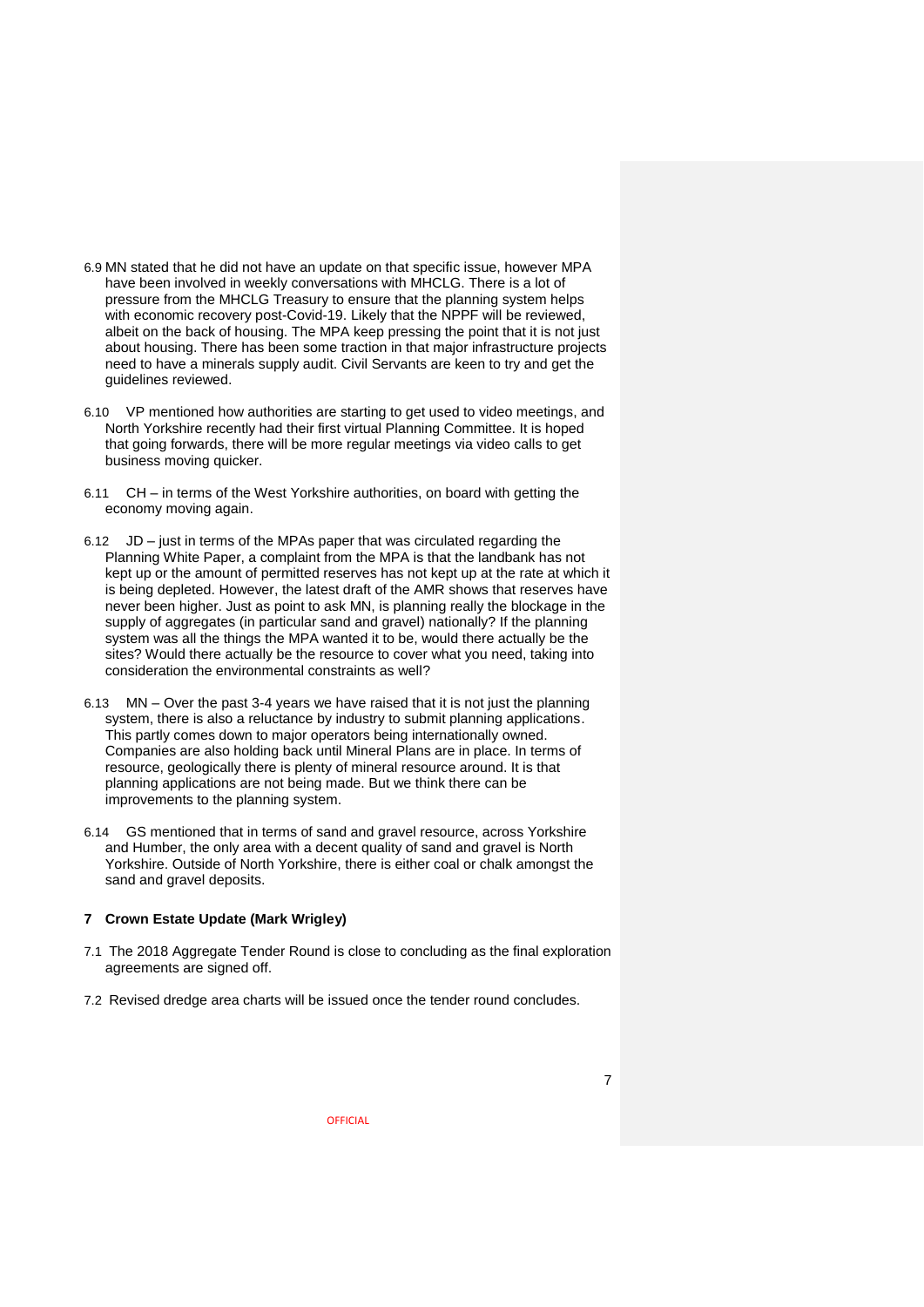6.9 MN stated that he did not have an update on that specific issue, however MPA have been involved in weekly conversations with MHCLG. There is a lot of pressure from the MHCLG Treasury to ensure that the planning system helps with economic recovery post-Covid-19. Likely that the NPPF will be reviewed, albeit on the back of housing. The MPA keep pressing the point that it is not just about housing. There has been some traction in that major infrastructure projects need to have a minerals supply audit. Civil Servants are keen to try and get the guidelines reviewed.

6.10 VP mentioned how authorities are starting to get used to video meetings, and North Yorkshire recently had their first virtual Planning Committee. It is hoped that going forwards, there will be more regular meetings via video calls to get business moving quicker.

6.11 CH – in terms of the West Yorkshire authorities, on board with getting the economy moving again.

6.12 JD – just in terms of the MPAs paper that was circulated regarding the Planning White Paper, a complaint from the MPA is that the landbank has not kept up or the amount of permitted reserves has not kept up at the rate at which it is being depleted. However, the latest draft of the AMR shows that reserves have never been higher. Just as point to ask MN, is planning really the blockage in the supply of aggregates (in particular sand and gravel) nationally? If the planning system was all the things the MPA wanted it to be, would there actually be the sites? Would there actually be the resource to cover what you need, taking into consideration the environmental constraints as well?

6.13 MN – Over the past 3-4 years we have raised that it is not just the planning system, there is also a reluctance by industry to submit planning applications. This partly comes down to major operators being internationally owned. Companies are also holding back until Mineral Plans are in place. In terms of resource, geologically there is plenty of mineral resource around. It is that planning applications are not being made. But we think there can be improvements to the planning system.

6.14 GS mentioned that in terms of sand and gravel resource, across Yorkshire and Humber, the only area with a decent quality of sand and gravel is North Yorkshire. Outside of North Yorkshire, there is either coal or chalk amongst the sand and gravel deposits.

## 7 Crown Estate Update (Mark Wrigley)

7.1 The 2018 Aggregate Tender Round is close to concluding as the final exploration agreements are signed off.

7.2 Revised dredge area charts will be issued once the tender round concludes.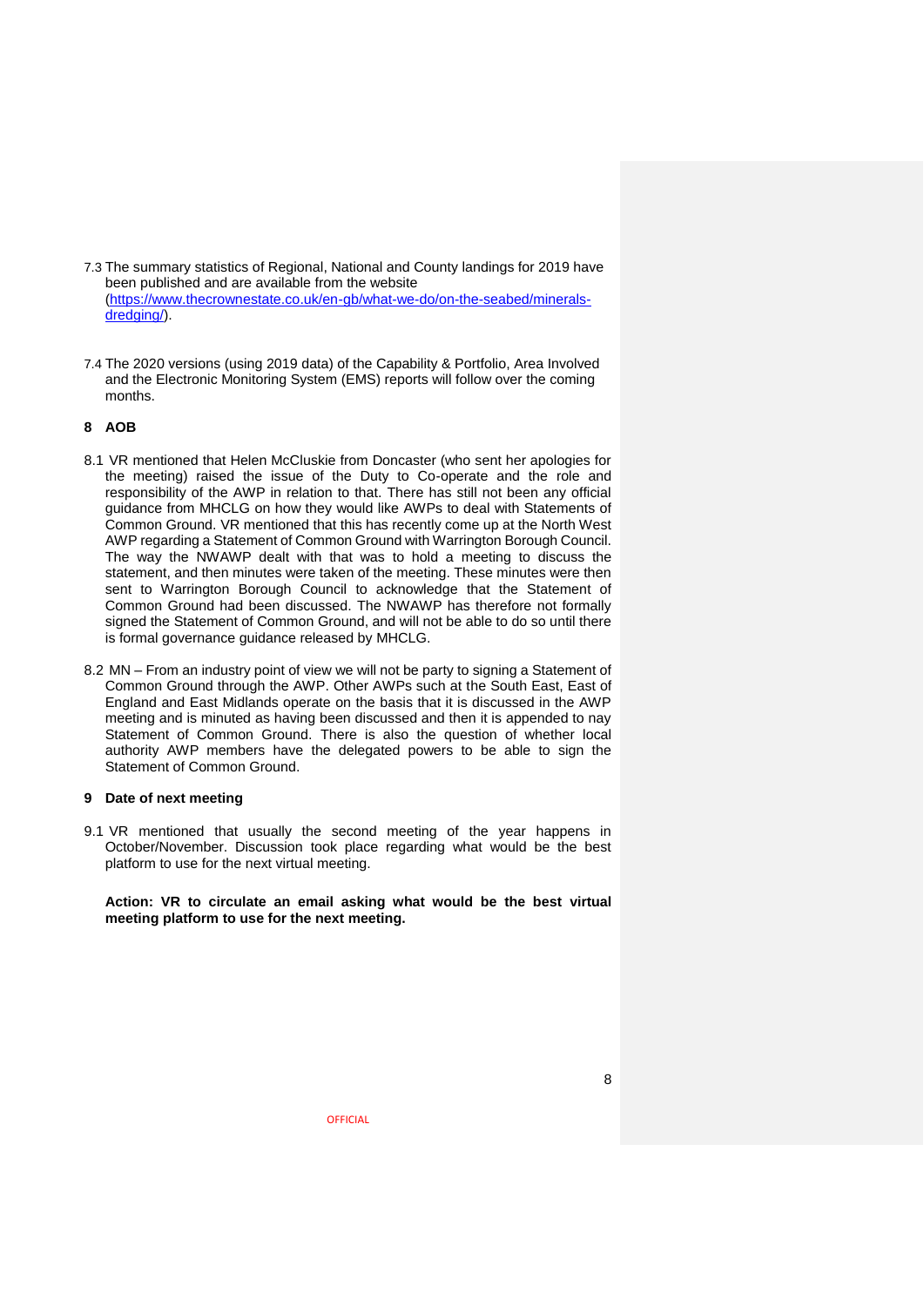7.3 The summary statistics of Regional, National and County landings for 2019 have been published and are available from the website ([https://www.thecrownestate.co.uk/en-gb/what-we-do/on-the-seabed/minerals-dredging/](https://www.thecrownestate.co.uk/en-gb/what-we-do/on-the-seabed/minerals-dredging/)).

7.4 The 2020 versions (using 2019 data) of the Capability & Portfolio, Area Involved and the Electronic Monitoring System (EMS) reports will follow over the coming months.

## 8 AOB

8.1 VR mentioned that Helen McCluskie from Doncaster (who sent her apologies for the meeting) raised the issue of the Duty to Co-operate and the role and responsibility of the AWP in relation to that. There has still not been any official guidance from MHCLG on how they would like AWPs to deal with Statements of Common Ground. VR mentioned that this has recently come up at the North West AWP regarding a Statement of Common Ground with Warrington Borough Council. The way the NWAWP dealt with that was to hold a meeting to discuss the statement, and then minutes were taken of the meeting. These minutes were then sent to Warrington Borough Council to acknowledge that the Statement of Common Ground had been discussed. The NWAWP has therefore not formally signed the Statement of Common Ground, and will not be able to do so until there is formal governance guidance released by MHCLG.

8.2 MN – From an industry point of view we will not be party to signing a Statement of Common Ground through the AWP. Other AWPs such at the South East, East of England and East Midlands operate on the basis that it is discussed in the AWP meeting and is minuted as having been discussed and then it is appended to nay Statement of Common Ground. There is also the question of whether local authority AWP members have the delegated powers to be able to sign the Statement of Common Ground.

## 9 Date of next meeting

9.1 VR mentioned that usually the second meeting of the year happens in October/November. Discussion took place regarding what would be the best platform to use for the next virtual meeting.

**Action: VR to circulate an email asking what would be the best virtual meeting platform to use for the next meeting.**

OFFICIAL